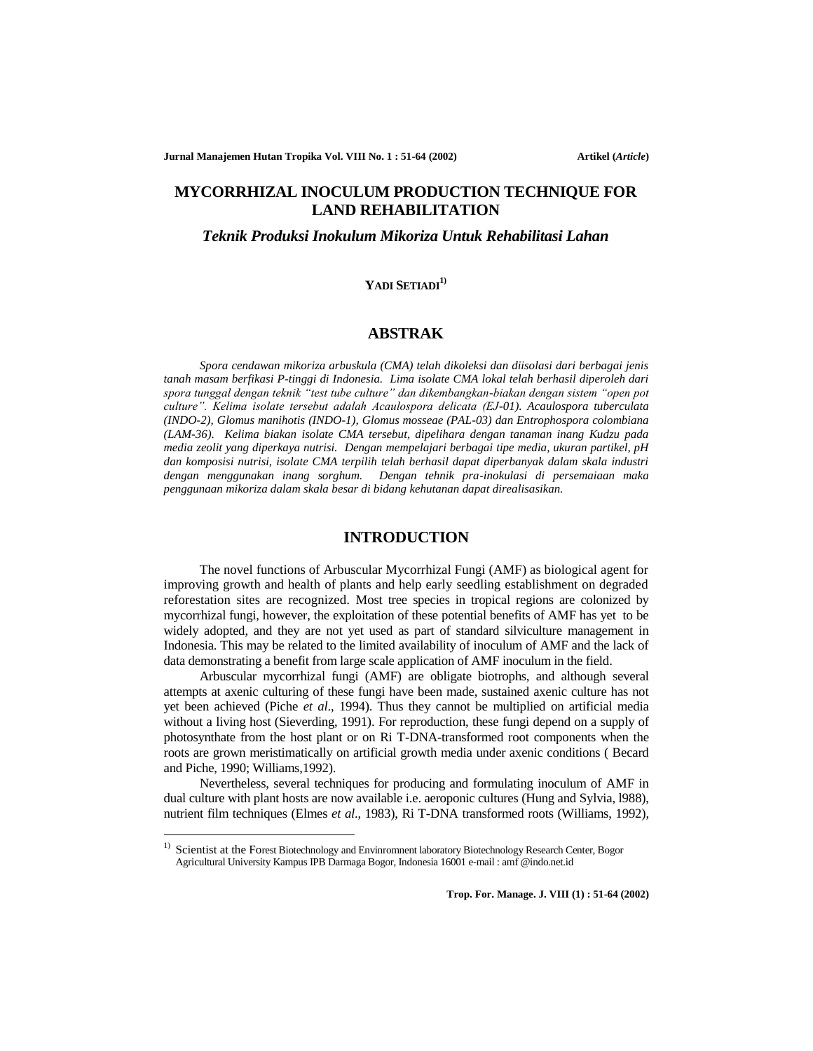# MYCORRHIZAL INOCULUM PRODUCTION TECHNIQUE FOR LAND REHABILITATION

## *Teknik Produksi Inokulum Mikoriza Untuk Rehabilitasi Lahan*

**YADI SETIADI**[1)]

## ABSTRAK

*Spora cendawan mikoriza arbuskula (CMA) telah dikoleksi dan diisolasi dari berbagai jenis tanah masam berfikasi P-tinggi di Indonesia. Lima isolate CMA lokal telah berhasil diperoleh dari spora tunggal dengan teknik "test tube culture" dan dikembangkan-biakan dengan sistem "open pot culture". Kelima isolate tersebut adalah Acaulospora delicata (EJ-01). Acaulospora tuberculata (INDO-2), Glomus manihotis (INDO-1), Glomus mosseae (PAL-03) dan Entrophospora colombiana (LAM-36). Kelima biakan isolate CMA tersebut, dipelihara dengan tanaman inang Kudzu pada media zeolit yang diperkaya nutrisi. Dengan mempelajari berbagai tipe media, ukuran partikel, pH dan komposisi nutrisi, isolate CMA terpilih telah berhasil dapat diperbanyak dalam skala industri dengan menggunakan inang sorghum. Dengan tehnik pra-inokulasi di persemaiaan maka penggunaan mikoriza dalam skala besar di bidang kehutanan dapat direalisasikan.*

## INTRODUCTION

The novel functions of Arbuscular Mycorrhizal Fungi (AMF) as biological agent for improving growth and health of plants and help early seedling establishment on degraded reforestation sites are recognized. Most tree species in tropical regions are colonized by mycorrhizal fungi, however, the exploitation of these potential benefits of AMF has yet to be widely adopted, and they are not yet used as part of standard silviculture management in Indonesia. This may be related to the limited availability of inoculum of AMF and the lack of data demonstrating a benefit from large scale application of AMF inoculum in the field.

Arbuscular mycorrhizal fungi (AMF) are obligate biotrophs, and although several attempts at axenic culturing of these fungi have been made, sustained axenic culture has not yet been achieved (Piche *et al*., 1994). Thus they cannot be multiplied on artificial media without a living host (Sieverding, 1991). For reproduction, these fungi depend on a supply of photosynthate from the host plant or on Ri T-DNA-transformed root components when the roots are grown meristimatically on artificial growth media under axenic conditions ( Becard and Piche, 1990; Williams,1992).

Nevertheless, several techniques for producing and formulating inoculum of AMF in dual culture with plant hosts are now available i.e. aeroponic cultures (Hung and Sylvia, l988), nutrient film techniques (Elmes *et al*., 1983), Ri T-DNA transformed roots (Williams, 1992),

---

[1)] Scientist at the Forest Biotechnology and Envinromnent laboratory Biotechnology Research Center, Bogor Agricultural University Kampus IPB Darmaga Bogor, Indonesia 16001 e-mail : amf @indo.net.id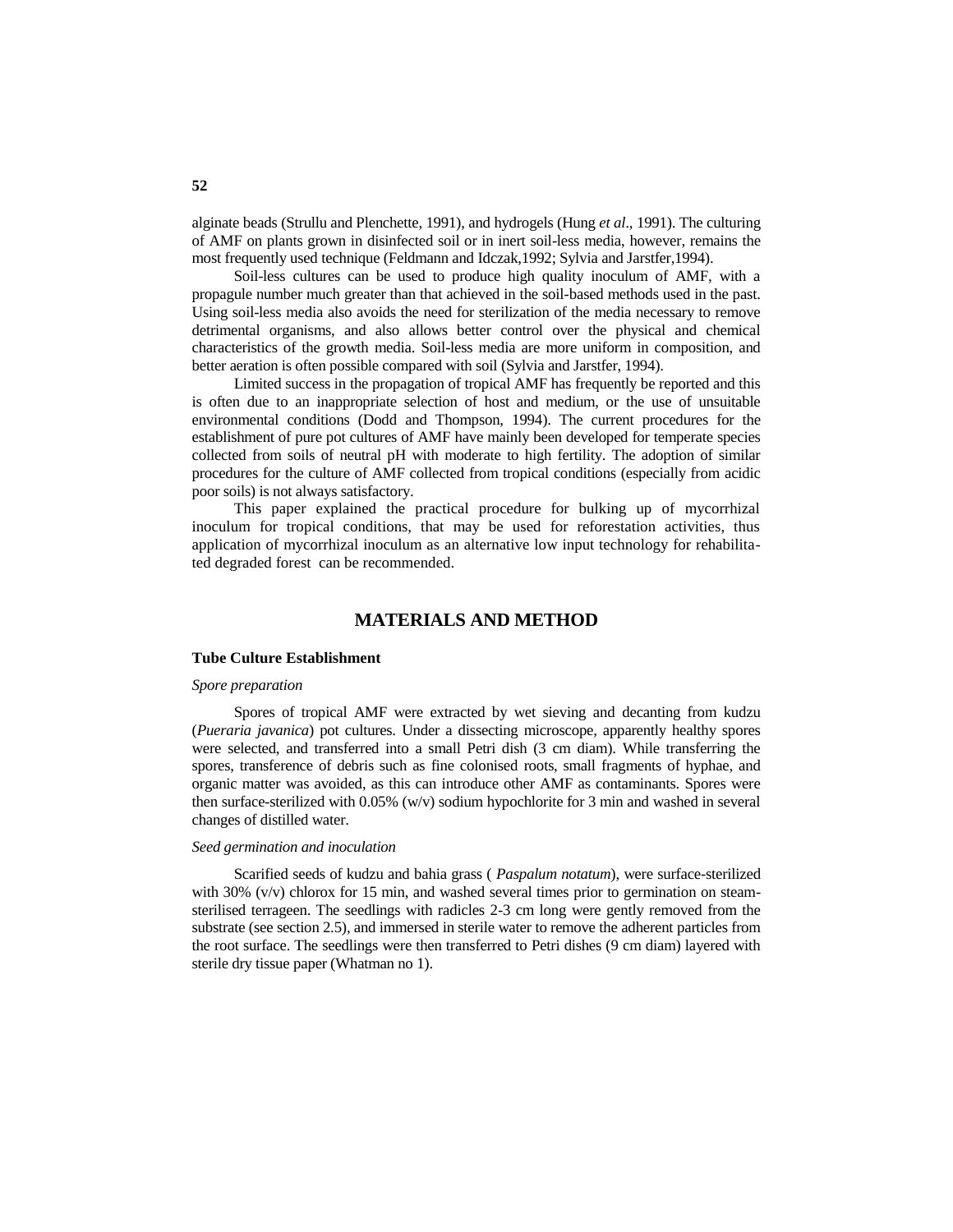alginate beads (Strullu and Plenchette, 1991), and hydrogels (Hung *et al*., 1991). The culturing of AMF on plants grown in disinfected soil or in inert soil-less media, however, remains the most frequently used technique (Feldmann and Idczak,1992; Sylvia and Jarstfer,1994).

Soil-less cultures can be used to produce high quality inoculum of AMF, with a propagule number much greater than that achieved in the soil-based methods used in the past. Using soil-less media also avoids the need for sterilization of the media necessary to remove detrimental organisms, and also allows better control over the physical and chemical characteristics of the growth media. Soil-less media are more uniform in composition, and better aeration is often possible compared with soil (Sylvia and Jarstfer, 1994).

Limited success in the propagation of tropical AMF has frequently be reported and this is often due to an inappropriate selection of host and medium, or the use of unsuitable environmental conditions (Dodd and Thompson, 1994). The current procedures for the establishment of pure pot cultures of AMF have mainly been developed for temperate species collected from soils of neutral pH with moderate to high fertility. The adoption of similar procedures for the culture of AMF collected from tropical conditions (especially from acidic poor soils) is not always satisfactory.

This paper explained the practical procedure for bulking up of mycorrhizal inoculum for tropical conditions, that may be used for reforestation activities, thus application of mycorrhizal inoculum as an alternative low input technology for rehabilitated degraded forest can be recommended.

## MATERIALS AND METHOD

### Tube Culture Establishment

#### *Spore preparation*

Spores of tropical AMF were extracted by wet sieving and decanting from kudzu (*Pueraria javanica*) pot cultures. Under a dissecting microscope, apparently healthy spores were selected, and transferred into a small Petri dish (3 cm diam). While transferring the spores, transference of debris such as fine colonised roots, small fragments of hyphae, and organic matter was avoided, as this can introduce other AMF as contaminants. Spores were then surface-sterilized with 0.05% (w/v) sodium hypochlorite for 3 min and washed in several changes of distilled water.

#### *Seed germination and inoculation*

Scarified seeds of kudzu and bahia grass ( *Paspalum notatum*), were surface-sterilized with 30% (v/v) chlorox for 15 min, and washed several times prior to germination on steam-sterilised terrageen. The seedlings with radicles 2-3 cm long were gently removed from the substrate (see section 2.5), and immersed in sterile water to remove the adherent particles from the root surface. The seedlings were then transferred to Petri dishes (9 cm diam) layered with sterile dry tissue paper (Whatman no 1).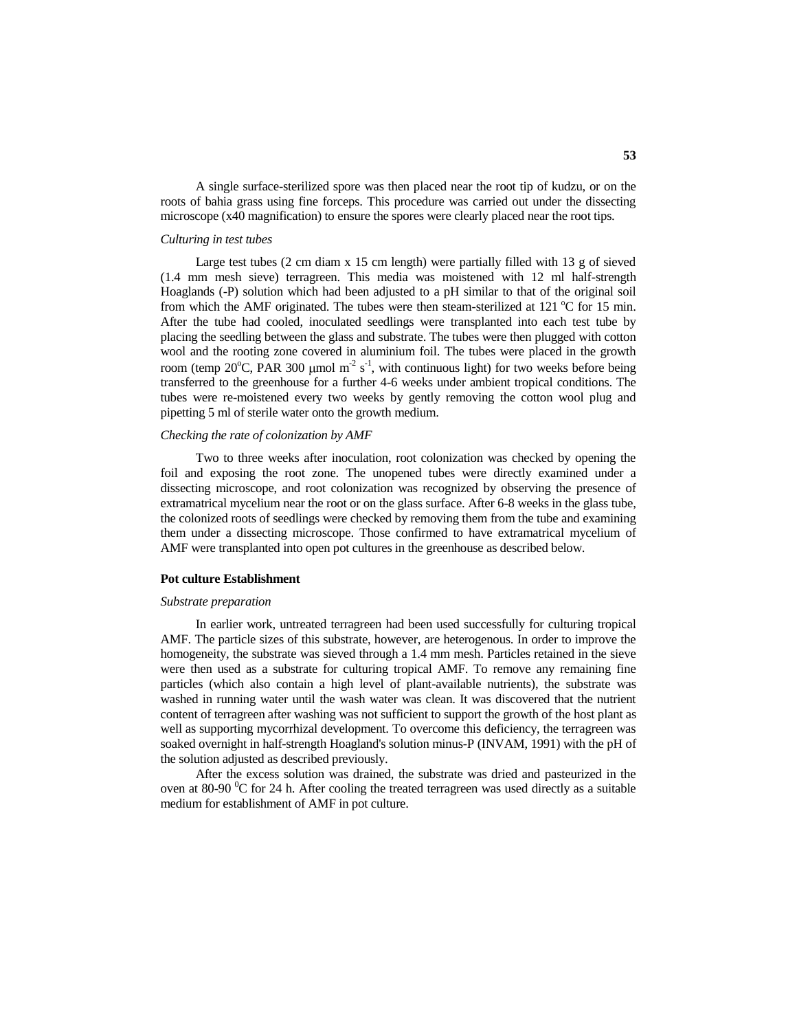A single surface-sterilized spore was then placed near the root tip of kudzu, or on the roots of bahia grass using fine forceps. This procedure was carried out under the dissecting microscope (x40 magnification) to ensure the spores were clearly placed near the root tips.

*Culturing in test tubes*

Large test tubes (2 cm diam x 15 cm length) were partially filled with 13 g of sieved (1.4 mm mesh sieve) terragreen. This media was moistened with 12 ml half-strength Hoaglands (-P) solution which had been adjusted to a pH similar to that of the original soil from which the AMF originated. The tubes were then steam-sterilized at 121 $^{o}$C for 15 min. After the tube had cooled, inoculated seedlings were transplanted into each test tube by placing the seedling between the glass and substrate. The tubes were then plugged with cotton wool and the rooting zone covered in aluminium foil. The tubes were placed in the growth room (temp 20$^{o}$C, PAR 300 $\mu$mol $m^{-2}$ $s^{-1}$, with continuous light) for two weeks before being transferred to the greenhouse for a further 4-6 weeks under ambient tropical conditions. The tubes were re-moistened every two weeks by gently removing the cotton wool plug and pipetting 5 ml of sterile water onto the growth medium.

*Checking the rate of colonization by AMF*

Two to three weeks after inoculation, root colonization was checked by opening the foil and exposing the root zone. The unopened tubes were directly examined under a dissecting microscope, and root colonization was recognized by observing the presence of extramatrical mycelium near the root or on the glass surface. After 6-8 weeks in the glass tube, the colonized roots of seedlings were checked by removing them from the tube and examining them under a dissecting microscope. Those confirmed to have extramatrical mycelium of AMF were transplanted into open pot cultures in the greenhouse as described below.

**Pot culture Establishment**

*Substrate preparation*

In earlier work, untreated terragreen had been used successfully for culturing tropical AMF. The particle sizes of this substrate, however, are heterogenous. In order to improve the homogeneity, the substrate was sieved through a 1.4 mm mesh. Particles retained in the sieve were then used as a substrate for culturing tropical AMF. To remove any remaining fine particles (which also contain a high level of plant-available nutrients), the substrate was washed in running water until the wash water was clean. It was discovered that the nutrient content of terragreen after washing was not sufficient to support the growth of the host plant as well as supporting mycorrhizal development. To overcome this deficiency, the terragreen was soaked overnight in half-strength Hoagland's solution minus-P (INVAM, 1991) with the pH of the solution adjusted as described previously.

After the excess solution was drained, the substrate was dried and pasteurized in the oven at 80-90 $^{0}$C for 24 h. After cooling the treated terragreen was used directly as a suitable medium for establishment of AMF in pot culture.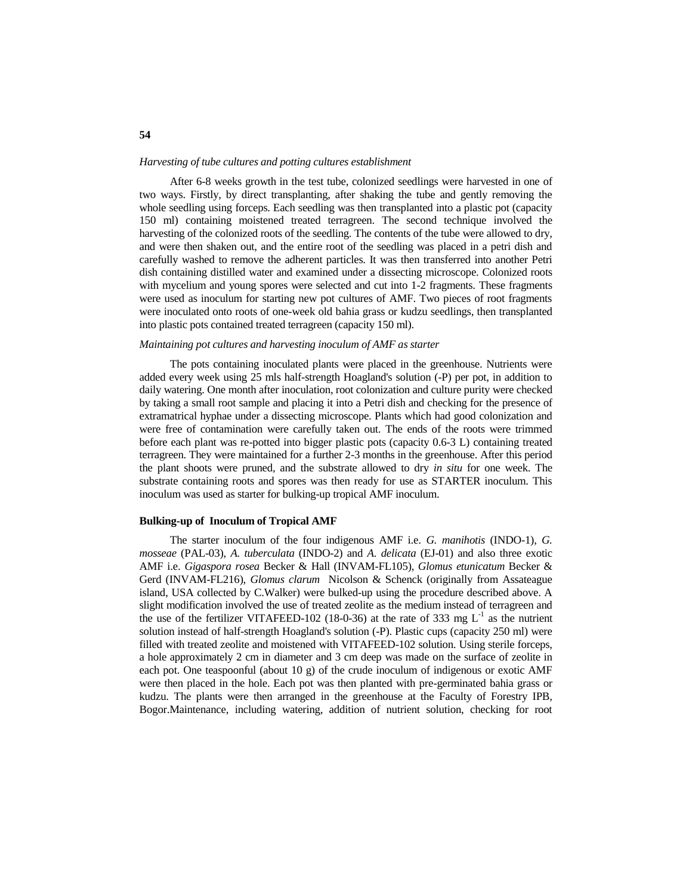*Harvesting of tube cultures and potting cultures establishment*

After 6-8 weeks growth in the test tube, colonized seedlings were harvested in one of two ways. Firstly, by direct transplanting, after shaking the tube and gently removing the whole seedling using forceps. Each seedling was then transplanted into a plastic pot (capacity 150 ml) containing moistened treated terragreen. The second technique involved the harvesting of the colonized roots of the seedling. The contents of the tube were allowed to dry, and were then shaken out, and the entire root of the seedling was placed in a petri dish and carefully washed to remove the adherent particles. It was then transferred into another Petri dish containing distilled water and examined under a dissecting microscope. Colonized roots with mycelium and young spores were selected and cut into 1-2 fragments. These fragments were used as inoculum for starting new pot cultures of AMF. Two pieces of root fragments were inoculated onto roots of one-week old bahia grass or kudzu seedlings, then transplanted into plastic pots contained treated terragreen (capacity 150 ml).

*Maintaining pot cultures and harvesting inoculum of AMF as starter*

The pots containing inoculated plants were placed in the greenhouse. Nutrients were added every week using 25 mls half-strength Hoagland's solution (-P) per pot, in addition to daily watering. One month after inoculation, root colonization and culture purity were checked by taking a small root sample and placing it into a Petri dish and checking for the presence of extramatrical hyphae under a dissecting microscope. Plants which had good colonization and were free of contamination were carefully taken out. The ends of the roots were trimmed before each plant was re-potted into bigger plastic pots (capacity 0.6-3 L) containing treated terragreen. They were maintained for a further 2-3 months in the greenhouse. After this period the plant shoots were pruned, and the substrate allowed to dry *in situ* for one week. The substrate containing roots and spores was then ready for use as STARTER inoculum. This inoculum was used as starter for bulking-up tropical AMF inoculum.

**Bulking-up of Inoculum of Tropical AMF**

The starter inoculum of the four indigenous AMF i.e. *G. manihotis* (INDO-1), *G. mosseae* (PAL-03), *A. tuberculata* (INDO-2) and *A. delicata* (EJ-01) and also three exotic AMF i.e. *Gigaspora rosea* Becker & Hall (INVAM-FL105), *Glomus etunicatum* Becker & Gerd (INVAM-FL216), *Glomus clarum* Nicolson & Schenck (originally from Assateague island, USA collected by C.Walker) were bulked-up using the procedure described above. A slight modification involved the use of treated zeolite as the medium instead of terragreen and the use of the fertilizer VITAFEED-102 (18-0-36) at the rate of 333 mg $L^{-1}$ as the nutrient solution instead of half-strength Hoagland's solution (-P). Plastic cups (capacity 250 ml) were filled with treated zeolite and moistened with VITAFEED-102 solution. Using sterile forceps, a hole approximately 2 cm in diameter and 3 cm deep was made on the surface of zeolite in each pot. One teaspoonful (about 10 g) of the crude inoculum of indigenous or exotic AMF were then placed in the hole. Each pot was then planted with pre-germinated bahia grass or kudzu. The plants were then arranged in the greenhouse at the Faculty of Forestry IPB, Bogor.Maintenance, including watering, addition of nutrient solution, checking for root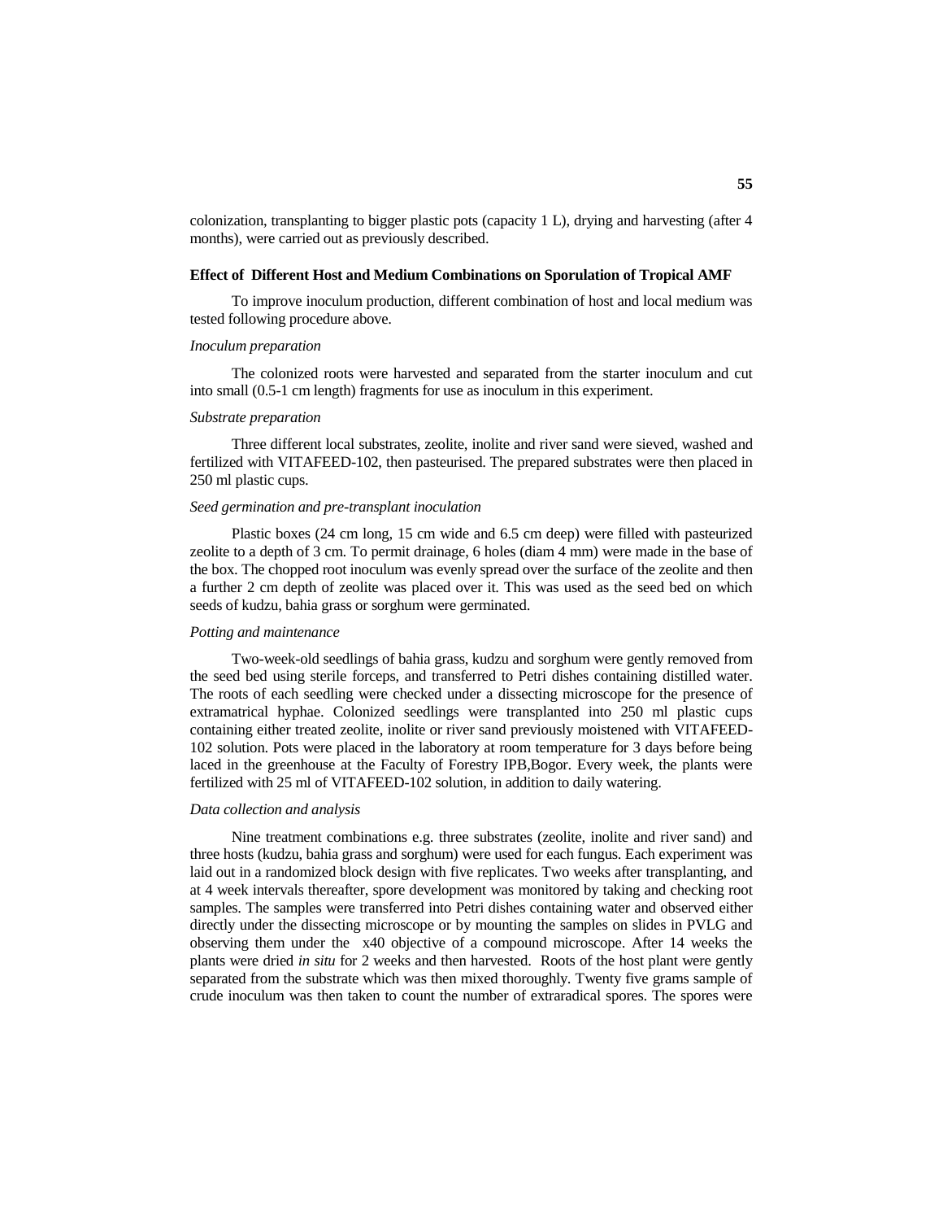colonization, transplanting to bigger plastic pots (capacity 1 L), drying and harvesting (after 4 months), were carried out as previously described.

**Effect of Different Host and Medium Combinations on Sporulation of Tropical AMF**

To improve inoculum production, different combination of host and local medium was tested following procedure above.

*Inoculum preparation*

The colonized roots were harvested and separated from the starter inoculum and cut into small (0.5-1 cm length) fragments for use as inoculum in this experiment.

*Substrate preparation*

Three different local substrates, zeolite, inolite and river sand were sieved, washed and fertilized with VITAFEED-102, then pasteurised. The prepared substrates were then placed in 250 ml plastic cups.

*Seed germination and pre-transplant inoculation*

Plastic boxes (24 cm long, 15 cm wide and 6.5 cm deep) were filled with pasteurized zeolite to a depth of 3 cm. To permit drainage, 6 holes (diam 4 mm) were made in the base of the box. The chopped root inoculum was evenly spread over the surface of the zeolite and then a further 2 cm depth of zeolite was placed over it. This was used as the seed bed on which seeds of kudzu, bahia grass or sorghum were germinated.

*Potting and maintenance*

Two-week-old seedlings of bahia grass, kudzu and sorghum were gently removed from the seed bed using sterile forceps, and transferred to Petri dishes containing distilled water. The roots of each seedling were checked under a dissecting microscope for the presence of extramatrical hyphae. Colonized seedlings were transplanted into 250 ml plastic cups containing either treated zeolite, inolite or river sand previously moistened with VITAFEED-102 solution. Pots were placed in the laboratory at room temperature for 3 days before being laced in the greenhouse at the Faculty of Forestry IPB,Bogor. Every week, the plants were fertilized with 25 ml of VITAFEED-102 solution, in addition to daily watering.

*Data collection and analysis*

Nine treatment combinations e.g. three substrates (zeolite, inolite and river sand) and three hosts (kudzu, bahia grass and sorghum) were used for each fungus. Each experiment was laid out in a randomized block design with five replicates. Two weeks after transplanting, and at 4 week intervals thereafter, spore development was monitored by taking and checking root samples. The samples were transferred into Petri dishes containing water and observed either directly under the dissecting microscope or by mounting the samples on slides in PVLG and observing them under the x40 objective of a compound microscope. After 14 weeks the plants were dried *in situ* for 2 weeks and then harvested. Roots of the host plant were gently separated from the substrate which was then mixed thoroughly. Twenty five grams sample of crude inoculum was then taken to count the number of extraradical spores. The spores were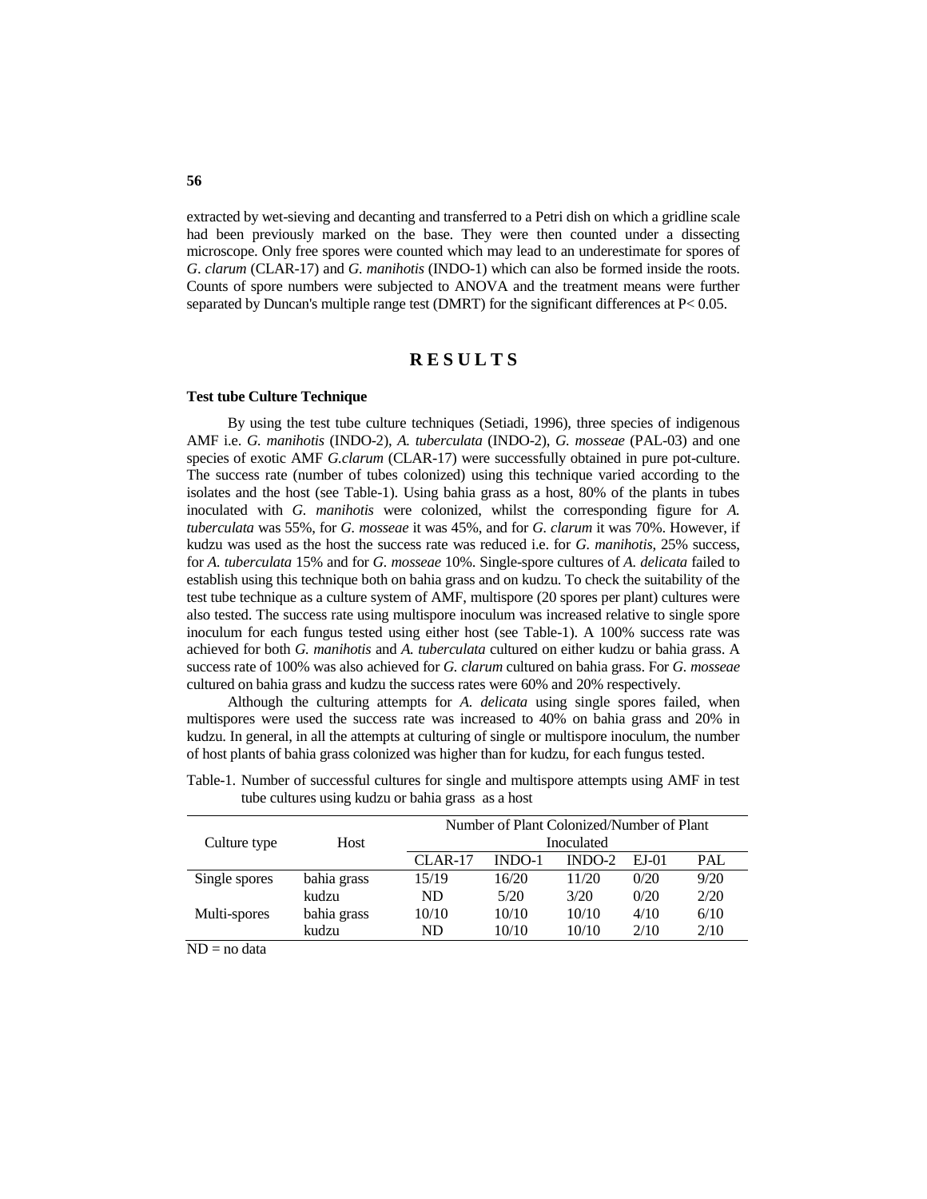extracted by wet-sieving and decanting and transferred to a Petri dish on which a gridline scale had been previously marked on the base. They were then counted under a dissecting microscope. Only free spores were counted which may lead to an underestimate for spores of *G. clarum* (CLAR-17) and *G. manihotis* (INDO-1) which can also be formed inside the roots. Counts of spore numbers were subjected to ANOVA and the treatment means were further separated by Duncan's multiple range test (DMRT) for the significant differences at $P < 0.05$.

# RESULTS

### Test tube Culture Technique

By using the test tube culture techniques (Setiadi, 1996), three species of indigenous AMF i.e. *G. manihotis* (INDO-2), *A. tuberculata* (INDO-2), *G. mosseae* (PAL-03) and one species of exotic AMF *G.clarum* (CLAR-17) were successfully obtained in pure pot-culture. The success rate (number of tubes colonized) using this technique varied according to the isolates and the host (see Table-1). Using bahia grass as a host, 80% of the plants in tubes inoculated with *G. manihotis* were colonized, whilst the corresponding figure for *A. tuberculata* was 55%, for *G. mosseae* it was 45%, and for *G. clarum* it was 70%. However, if kudzu was used as the host the success rate was reduced i.e. for *G. manihotis*, 25% success, for *A. tuberculata* 15% and for *G. mosseae* 10%. Single-spore cultures of *A. delicata* failed to establish using this technique both on bahia grass and on kudzu. To check the suitability of the test tube technique as a culture system of AMF, multispore (20 spores per plant) cultures were also tested. The success rate using multispore inoculum was increased relative to single spore inoculum for each fungus tested using either host (see Table-1). A 100% success rate was achieved for both *G. manihotis* and *A. tuberculata* cultured on either kudzu or bahia grass. A success rate of 100% was also achieved for *G. clarum* cultured on bahia grass. For *G. mosseae* cultured on bahia grass and kudzu the success rates were 60% and 20% respectively.

Although the culturing attempts for *A. delicata* using single spores failed, when multispores were used the success rate was increased to 40% on bahia grass and 20% in kudzu. In general, in all the attempts at culturing of single or multispore inoculum, the number of host plants of bahia grass colonized was higher than for kudzu, for each fungus tested.

Table-1. Number of successful cultures for single and multispore attempts using AMF in test tube cultures using kudzu or bahia grass as a host

| Culture type | Host | Number of Plant Colonized/Number of Plant Inoculated | | | | |
|---|---|---|---|---|---|---|
| | | CLAR-17 | INDO-1 | INDO-2 | EJ-01 | PAL |
| Single spores | bahia grass | 15/19 | 16/20 | 11/20 | 0/20 | 9/20 |
| | kudzu | ND | 5/20 | 3/20 | 0/20 | 2/20 |
| Multi-spores | bahia grass | 10/10 | 10/10 | 10/10 | 4/10 | 6/10 |
| | kudzu | ND | 10/10 | 10/10 | 2/10 | 2/10 |

ND = no data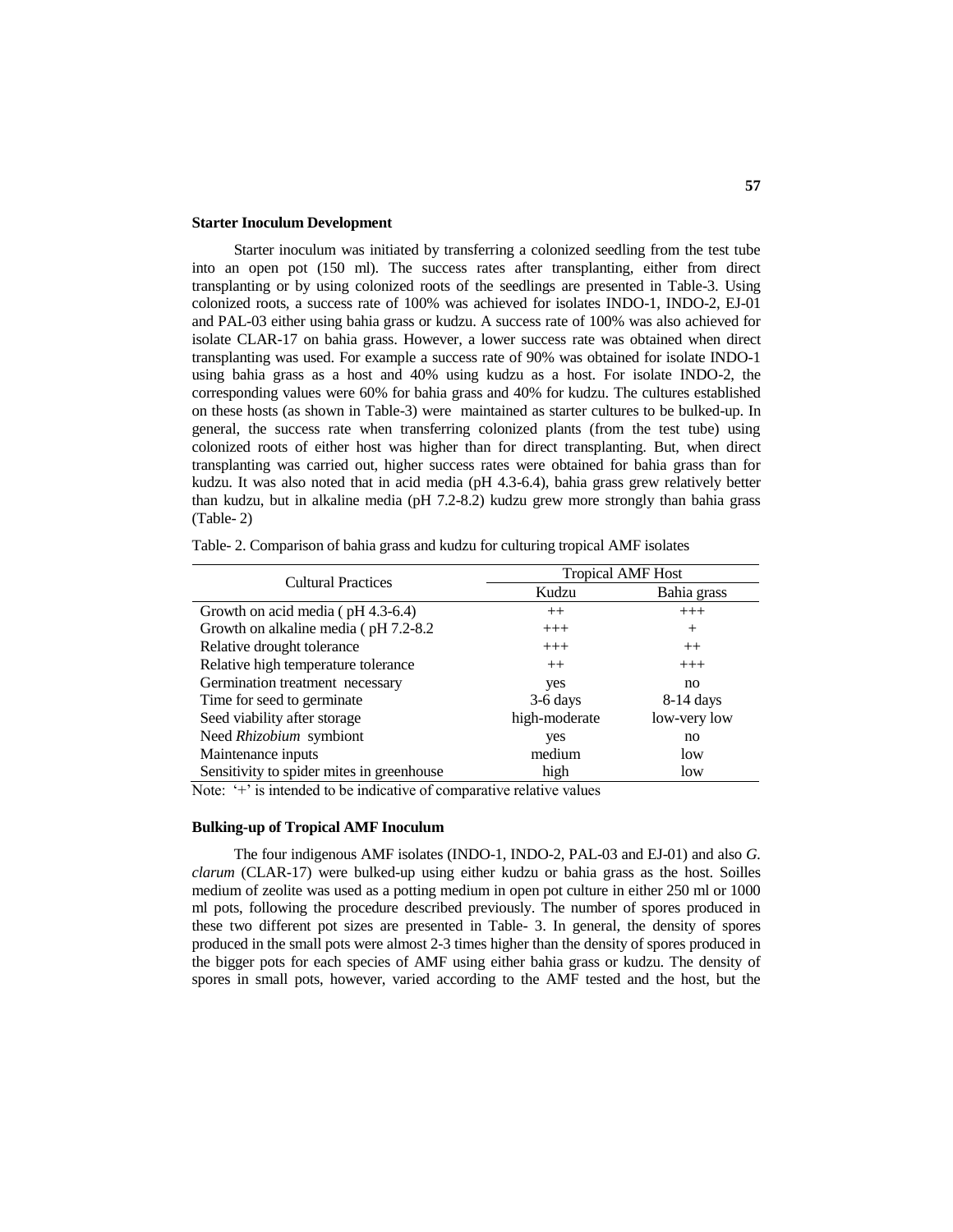### Starter Inoculum Development

Starter inoculum was initiated by transferring a colonized seedling from the test tube into an open pot (150 ml). The success rates after transplanting, either from direct transplanting or by using colonized roots of the seedlings are presented in Table-3. Using colonized roots, a success rate of 100% was achieved for isolates INDO-1, INDO-2, EJ-01 and PAL-03 either using bahia grass or kudzu. A success rate of 100% was also achieved for isolate CLAR-17 on bahia grass. However, a lower success rate was obtained when direct transplanting was used. For example a success rate of 90% was obtained for isolate INDO-1 using bahia grass as a host and 40% using kudzu as a host. For isolate INDO-2, the corresponding values were 60% for bahia grass and 40% for kudzu. The cultures established on these hosts (as shown in Table-3) were maintained as starter cultures to be bulked-up. In general, the success rate when transferring colonized plants (from the test tube) using colonized roots of either host was higher than for direct transplanting. But, when direct transplanting was carried out, higher success rates were obtained for bahia grass than for kudzu. It was also noted that in acid media (pH 4.3-6.4), bahia grass grew relatively better than kudzu, but in alkaline media (pH 7.2-8.2) kudzu grew more strongly than bahia grass (Table- 2)

Table- 2. Comparison of bahia grass and kudzu for culturing tropical AMF isolates

| Cultural Practices | Tropical AMF Host | |
|---|---|---|
| | Kudzu | Bahia grass |
| Growth on acid media ( pH 4.3-6.4) | ++ | +++ |
| Growth on alkaline media ( pH 7.2-8.2 | +++ | + |
| Relative drought tolerance | +++ | ++ |
| Relative high temperature tolerance | ++ | +++ |
| Germination treatment necessary | yes | no |
| Time for seed to germinate | 3-6 days | 8-14 days |
| Seed viability after storage | high-moderate | low-very low |
| Need *Rhizobium* symbiont | yes | no |
| Maintenance inputs | medium | low |
| Sensitivity to spider mites in greenhouse | high | low |

Note: '+' is intended to be indicative of comparative relative values

### Bulking-up of Tropical AMF Inoculum

The four indigenous AMF isolates (INDO-1, INDO-2, PAL-03 and EJ-01) and also *G. clarum* (CLAR-17) were bulked-up using either kudzu or bahia grass as the host. Soilles medium of zeolite was used as a potting medium in open pot culture in either 250 ml or 1000 ml pots, following the procedure described previously. The number of spores produced in these two different pot sizes are presented in Table- 3. In general, the density of spores produced in the small pots were almost 2-3 times higher than the density of spores produced in the bigger pots for each species of AMF using either bahia grass or kudzu. The density of spores in small pots, however, varied according to the AMF tested and the host, but the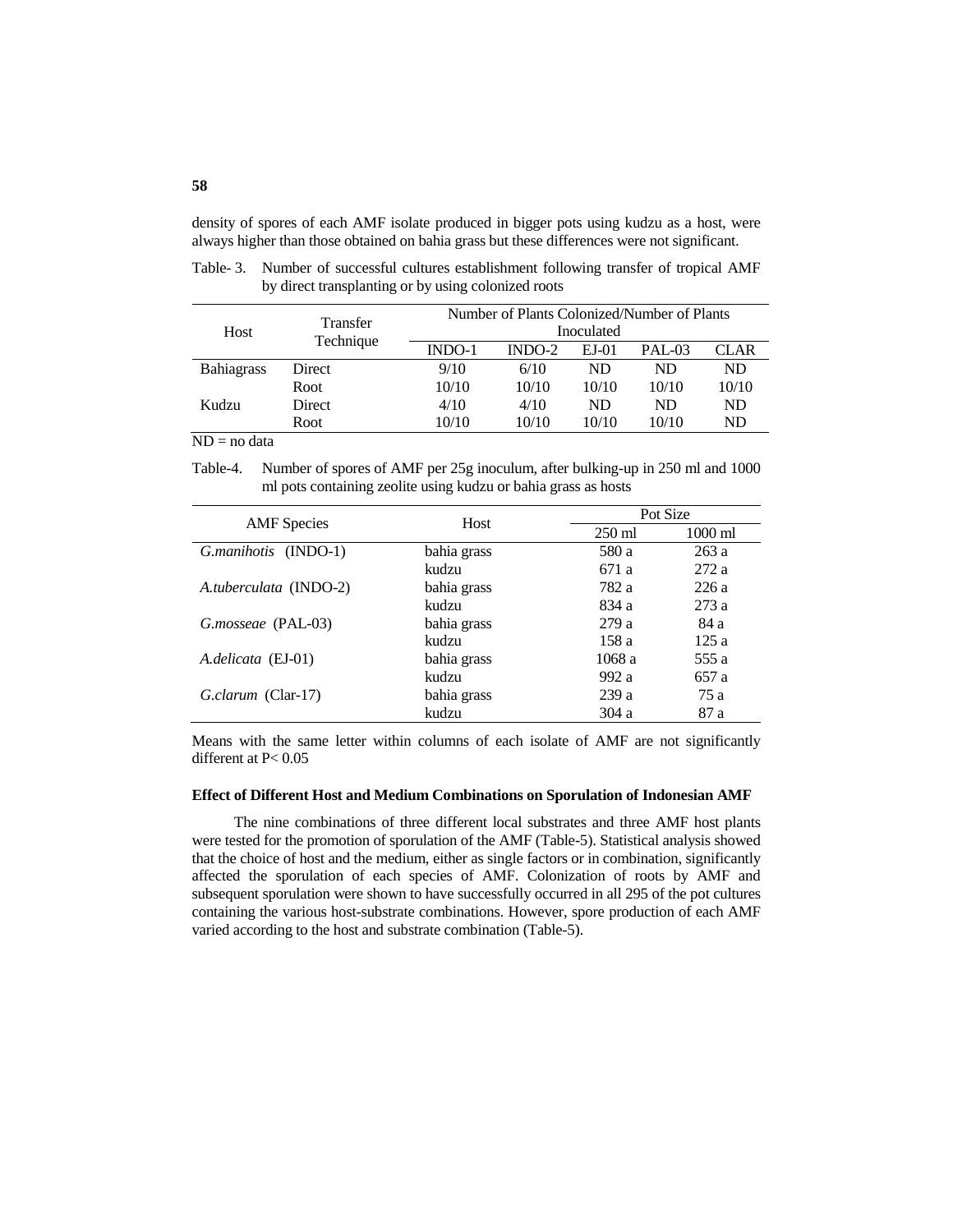density of spores of each AMF isolate produced in bigger pots using kudzu as a host, were always higher than those obtained on bahia grass but these differences were not significant.

Table- 3. Number of successful cultures establishment following transfer of tropical AMF by direct transplanting or by using colonized roots

| Host | Transfer Technique | Number of Plants Colonized/Number of Plants Inoculated | | | | |
|---|---|---|---|---|---|---|
| | | INDO-1 | INDO-2 | EJ-01 | PAL-03 | CLAR |
| Bahiagrass | Direct | 9/10 | 6/10 | ND | ND | ND |
| | Root | 10/10 | 10/10 | 10/10 | 10/10 | 10/10 |
| Kudzu | Direct | 4/10 | 4/10 | ND | ND | ND |
| | Root | 10/10 | 10/10 | 10/10 | 10/10 | ND |

ND = no data

Table-4. Number of spores of AMF per 25g inoculum, after bulking-up in 250 ml and 1000 ml pots containing zeolite using kudzu or bahia grass as hosts

| AMF Species | Host | Pot Size | |
|---|---|---|---|
| | | 250 ml | 1000 ml |
| *G.manihotis* (INDO-1) | bahia grass | 580 a | 263 a |
| | kudzu | 671 a | 272 a |
| *A.tuberculata* (INDO-2) | bahia grass | 782 a | 226 a |
| | kudzu | 834 a | 273 a |
| *G.mosseae* (PAL-03) | bahia grass | 279 a | 84 a |
| | kudzu | 158 a | 125 a |
| *A.delicata* (EJ-01) | bahia grass | 1068 a | 555 a |
| | kudzu | 992 a | 657 a |
| *G.clarum* (Clar-17) | bahia grass | 239 a | 75 a |
| | kudzu | 304 a | 87 a |

Means with the same letter within columns of each isolate of AMF are not significantly different at $P < 0.05$

**Effect of Different Host and Medium Combinations on Sporulation of Indonesian AMF**

The nine combinations of three different local substrates and three AMF host plants were tested for the promotion of sporulation of the AMF (Table-5). Statistical analysis showed that the choice of host and the medium, either as single factors or in combination, significantly affected the sporulation of each species of AMF. Colonization of roots by AMF and subsequent sporulation were shown to have successfully occurred in all 295 of the pot cultures containing the various host-substrate combinations. However, spore production of each AMF varied according to the host and substrate combination (Table-5).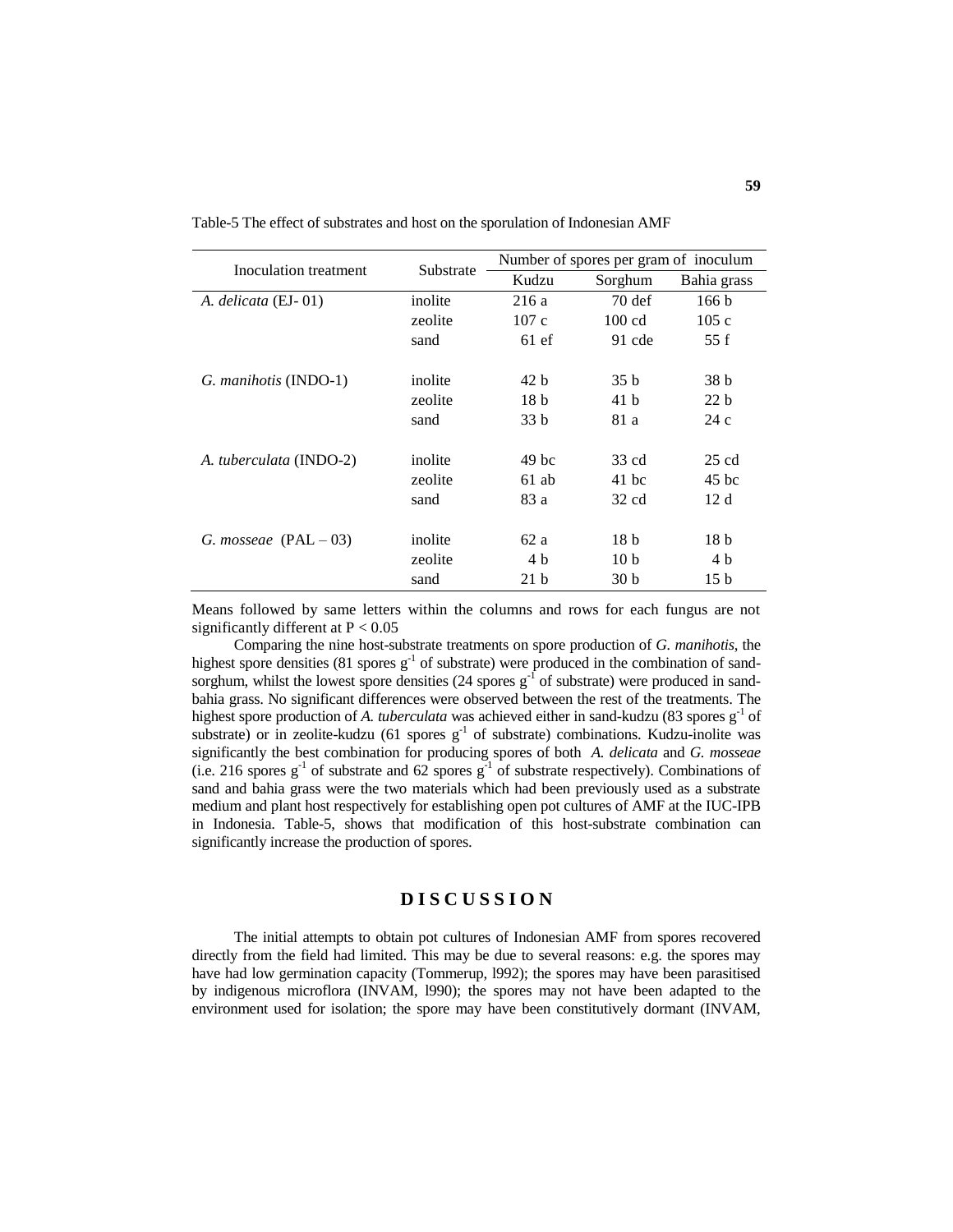Table-5 The effect of substrates and host on the sporulation of Indonesian AMF

| Inoculation treatment | Substrate | Number of spores per gram of inoculum | | |
|---|---|---|---|---|
| | | Kudzu | Sorghum | Bahia grass |
| *A. delicata* (EJ- 01) | inolite | 216 a | 70 def | 166 b |
| | zeolite | 107 c | 100 cd | 105 c |
| | sand | 61 ef | 91 cde | 55 f |
| *G. manihotis* (INDO-1) | inolite | 42 b | 35 b | 38 b |
| | zeolite | 18 b | 41 b | 22 b |
| | sand | 33 b | 81 a | 24 c |
| *A. tuberculata* (INDO-2) | inolite | 49 bc | 33 cd | 25 cd |
| | zeolite | 61 ab | 41 bc | 45 bc |
| | sand | 83 a | 32 cd | 12 d |
| *G. mosseae* (PAL – 03) | inolite | 62 a | 18 b | 18 b |
| | zeolite | 4 b | 10 b | 4 b |
| | sand | 21 b | 30 b | 15 b |

Means followed by same letters within the columns and rows for each fungus are not significantly different at $P < 0.05$

Comparing the nine host-substrate treatments on spore production of *G. manihotis*, the highest spore densities (81 spores $g^{-1}$ of substrate) were produced in the combination of sand-sorghum, whilst the lowest spore densities (24 spores $g^{-1}$ of substrate) were produced in sand-bahia grass. No significant differences were observed between the rest of the treatments. The highest spore production of *A. tuberculata* was achieved either in sand-kudzu (83 spores $g^{-1}$ of substrate) or in zeolite-kudzu (61 spores $g^{-1}$ of substrate) combinations. Kudzu-inolite was significantly the best combination for producing spores of both *A. delicata* and *G. mosseae* (i.e. 216 spores $g^{-1}$ of substrate and 62 spores $g^{-1}$ of substrate respectively). Combinations of sand and bahia grass were the two materials which had been previously used as a substrate medium and plant host respectively for establishing open pot cultures of AMF at the IUC-IPB in Indonesia. Table-5, shows that modification of this host-substrate combination can significantly increase the production of spores.

## DISCUSSION

The initial attempts to obtain pot cultures of Indonesian AMF from spores recovered directly from the field had limited. This may be due to several reasons: e.g. the spores may have had low germination capacity (Tommerup, l992); the spores may have been parasitised by indigenous microflora (INVAM, l990); the spores may not have been adapted to the environment used for isolation; the spore may have been constitutively dormant (INVAM,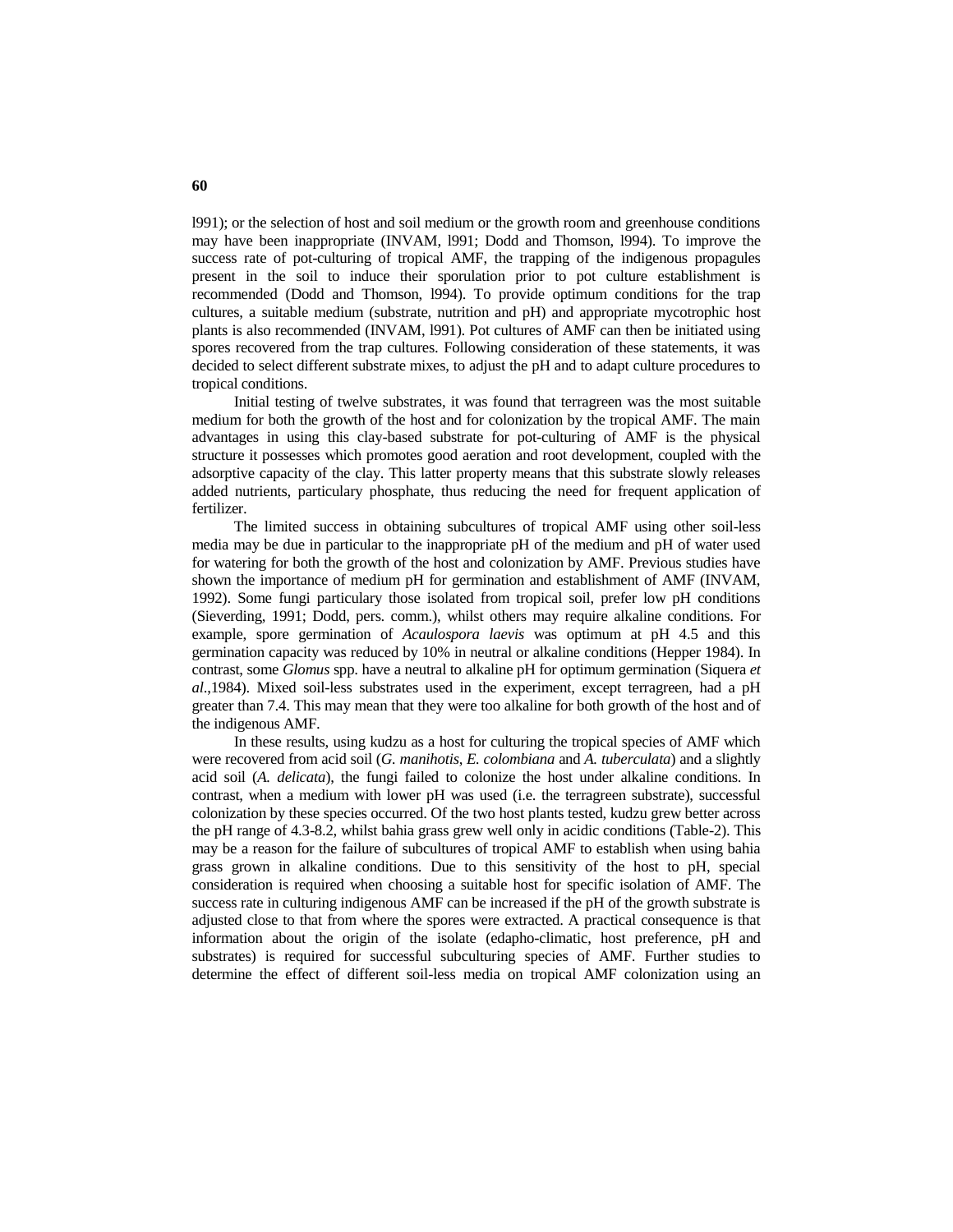l991); or the selection of host and soil medium or the growth room and greenhouse conditions may have been inappropriate (INVAM, l991; Dodd and Thomson, l994). To improve the success rate of pot-culturing of tropical AMF, the trapping of the indigenous propagules present in the soil to induce their sporulation prior to pot culture establishment is recommended (Dodd and Thomson, l994). To provide optimum conditions for the trap cultures, a suitable medium (substrate, nutrition and pH) and appropriate mycotrophic host plants is also recommended (INVAM, l991). Pot cultures of AMF can then be initiated using spores recovered from the trap cultures. Following consideration of these statements, it was decided to select different substrate mixes, to adjust the pH and to adapt culture procedures to tropical conditions.

Initial testing of twelve substrates, it was found that terragreen was the most suitable medium for both the growth of the host and for colonization by the tropical AMF. The main advantages in using this clay-based substrate for pot-culturing of AMF is the physical structure it possesses which promotes good aeration and root development, coupled with the adsorptive capacity of the clay. This latter property means that this substrate slowly releases added nutrients, particulary phosphate, thus reducing the need for frequent application of fertilizer.

The limited success in obtaining subcultures of tropical AMF using other soil-less media may be due in particular to the inappropriate pH of the medium and pH of water used for watering for both the growth of the host and colonization by AMF. Previous studies have shown the importance of medium pH for germination and establishment of AMF (INVAM, 1992). Some fungi particulary those isolated from tropical soil, prefer low pH conditions (Sieverding, 1991; Dodd, pers. comm.), whilst others may require alkaline conditions. For example, spore germination of *Acaulospora laevis* was optimum at pH 4.5 and this germination capacity was reduced by 10% in neutral or alkaline conditions (Hepper 1984). In contrast, some *Glomus* spp. have a neutral to alkaline pH for optimum germination (Siquera *et al*.,1984). Mixed soil-less substrates used in the experiment, except terragreen, had a pH greater than 7.4. This may mean that they were too alkaline for both growth of the host and of the indigenous AMF.

In these results, using kudzu as a host for culturing the tropical species of AMF which were recovered from acid soil (*G. manihotis*, *E. colombiana* and *A. tuberculata*) and a slightly acid soil (*A. delicata*), the fungi failed to colonize the host under alkaline conditions. In contrast, when a medium with lower pH was used (i.e. the terragreen substrate), successful colonization by these species occurred. Of the two host plants tested, kudzu grew better across the pH range of 4.3-8.2, whilst bahia grass grew well only in acidic conditions (Table-2). This may be a reason for the failure of subcultures of tropical AMF to establish when using bahia grass grown in alkaline conditions. Due to this sensitivity of the host to pH, special consideration is required when choosing a suitable host for specific isolation of AMF. The success rate in culturing indigenous AMF can be increased if the pH of the growth substrate is adjusted close to that from where the spores were extracted. A practical consequence is that information about the origin of the isolate (edapho-climatic, host preference, pH and substrates) is required for successful subculturing species of AMF. Further studies to determine the effect of different soil-less media on tropical AMF colonization using an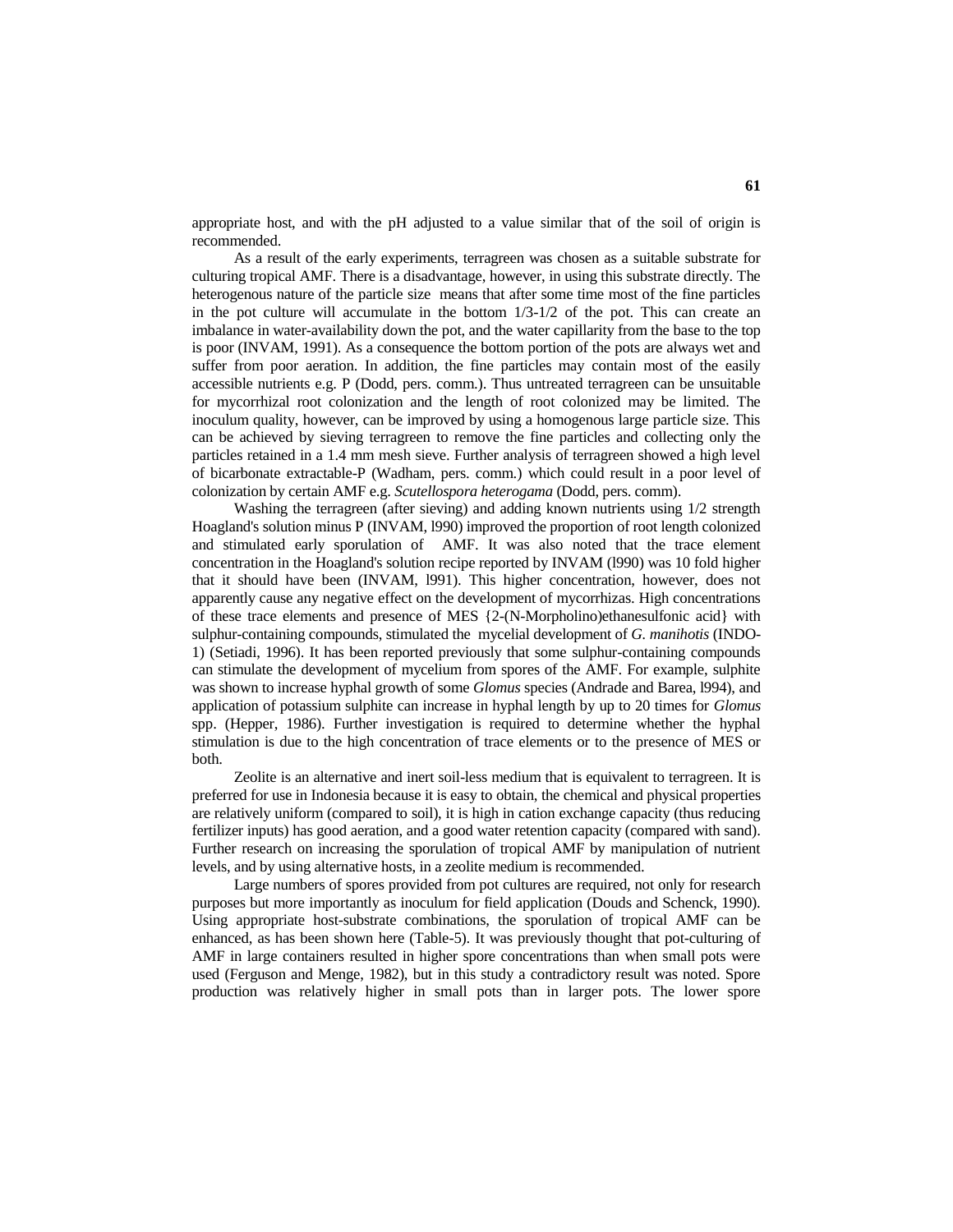appropriate host, and with the pH adjusted to a value similar that of the soil of origin is recommended.

As a result of the early experiments, terragreen was chosen as a suitable substrate for culturing tropical AMF. There is a disadvantage, however, in using this substrate directly. The heterogenous nature of the particle size means that after some time most of the fine particles in the pot culture will accumulate in the bottom 1/3-1/2 of the pot. This can create an imbalance in water-availability down the pot, and the water capillarity from the base to the top is poor (INVAM, 1991). As a consequence the bottom portion of the pots are always wet and suffer from poor aeration. In addition, the fine particles may contain most of the easily accessible nutrients e.g. P (Dodd, pers. comm.). Thus untreated terragreen can be unsuitable for mycorrhizal root colonization and the length of root colonized may be limited. The inoculum quality, however, can be improved by using a homogenous large particle size. This can be achieved by sieving terragreen to remove the fine particles and collecting only the particles retained in a 1.4 mm mesh sieve. Further analysis of terragreen showed a high level of bicarbonate extractable-P (Wadham, pers. comm.) which could result in a poor level of colonization by certain AMF e.g. *Scutellospora heterogama* (Dodd, pers. comm).

Washing the terragreen (after sieving) and adding known nutrients using 1/2 strength Hoagland's solution minus P (INVAM, l990) improved the proportion of root length colonized and stimulated early sporulation of AMF. It was also noted that the trace element concentration in the Hoagland's solution recipe reported by INVAM (l990) was 10 fold higher that it should have been (INVAM, l991). This higher concentration, however, does not apparently cause any negative effect on the development of mycorrhizas. High concentrations of these trace elements and presence of MES {2-(N-Morpholino)ethanesulfonic acid} with sulphur-containing compounds, stimulated the mycelial development of *G. manihotis* (INDO-1) (Setiadi, 1996). It has been reported previously that some sulphur-containing compounds can stimulate the development of mycelium from spores of the AMF. For example, sulphite was shown to increase hyphal growth of some *Glomus* species (Andrade and Barea, l994), and application of potassium sulphite can increase in hyphal length by up to 20 times for *Glomus* spp. (Hepper, 1986). Further investigation is required to determine whether the hyphal stimulation is due to the high concentration of trace elements or to the presence of MES or both.

Zeolite is an alternative and inert soil-less medium that is equivalent to terragreen. It is preferred for use in Indonesia because it is easy to obtain, the chemical and physical properties are relatively uniform (compared to soil), it is high in cation exchange capacity (thus reducing fertilizer inputs) has good aeration, and a good water retention capacity (compared with sand). Further research on increasing the sporulation of tropical AMF by manipulation of nutrient levels, and by using alternative hosts, in a zeolite medium is recommended.

Large numbers of spores provided from pot cultures are required, not only for research purposes but more importantly as inoculum for field application (Douds and Schenck, 1990). Using appropriate host-substrate combinations, the sporulation of tropical AMF can be enhanced, as has been shown here (Table-5). It was previously thought that pot-culturing of AMF in large containers resulted in higher spore concentrations than when small pots were used (Ferguson and Menge, 1982), but in this study a contradictory result was noted. Spore production was relatively higher in small pots than in larger pots. The lower spore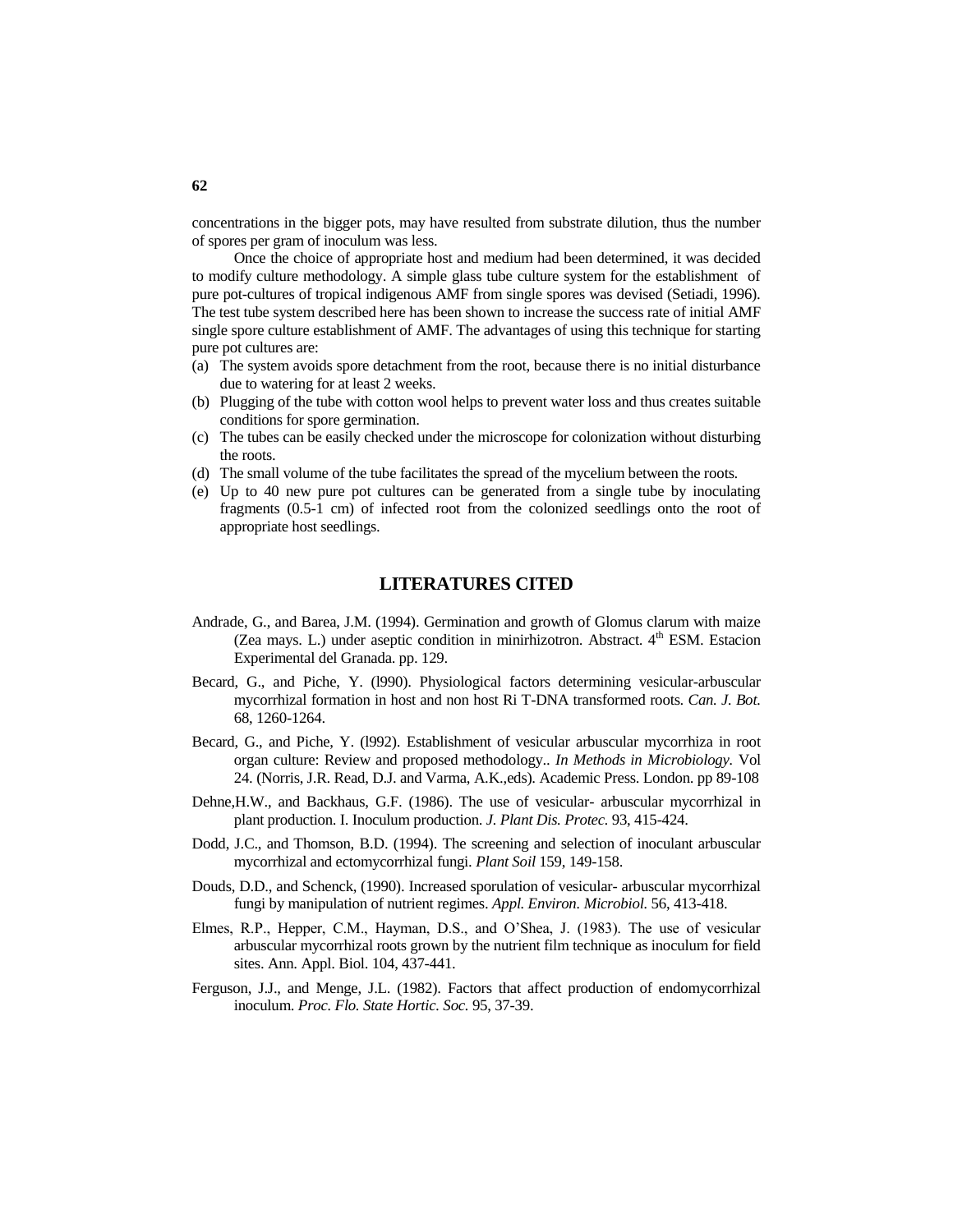concentrations in the bigger pots, may have resulted from substrate dilution, thus the number of spores per gram of inoculum was less.

Once the choice of appropriate host and medium had been determined, it was decided to modify culture methodology. A simple glass tube culture system for the establishment of pure pot-cultures of tropical indigenous AMF from single spores was devised (Setiadi, 1996). The test tube system described here has been shown to increase the success rate of initial AMF single spore culture establishment of AMF. The advantages of using this technique for starting pure pot cultures are:

(a) The system avoids spore detachment from the root, because there is no initial disturbance due to watering for at least 2 weeks.
(b) Plugging of the tube with cotton wool helps to prevent water loss and thus creates suitable conditions for spore germination.
(c) The tubes can be easily checked under the microscope for colonization without disturbing the roots.
(d) The small volume of the tube facilitates the spread of the mycelium between the roots.
(e) Up to 40 new pure pot cultures can be generated from a single tube by inoculating fragments (0.5-1 cm) of infected root from the colonized seedlings onto the root of appropriate host seedlings.

## LITERATURES CITED

Andrade, G., and Barea, J.M. (1994). Germination and growth of Glomus clarum with maize (Zea mays. L.) under aseptic condition in minirhizotron. Abstract. 4th ESM. Estacion Experimental del Granada. pp. 129.

Becard, G., and Piche, Y. (l990). Physiological factors determining vesicular-arbuscular mycorrhizal formation in host and non host Ri T-DNA transformed roots. *Can. J. Bot.* 68, 1260-1264.

Becard, G., and Piche, Y. (l992). Establishment of vesicular arbuscular mycorrhiza in root organ culture: Review and proposed methodology.. *In Methods in Microbiology.* Vol 24. (Norris, J.R. Read, D.J. and Varma, A.K.,eds). Academic Press. London. pp 89-108

Dehne,H.W., and Backhaus, G.F. (1986). The use of vesicular- arbuscular mycorrhizal in plant production. I. Inoculum production. *J. Plant Dis. Protec.* 93, 415-424.

Dodd, J.C., and Thomson, B.D. (1994). The screening and selection of inoculant arbuscular mycorrhizal and ectomycorrhizal fungi. *Plant Soil* 159, 149-158.

Douds, D.D., and Schenck, (1990). Increased sporulation of vesicular- arbuscular mycorrhizal fungi by manipulation of nutrient regimes. *Appl. Environ. Microbiol.* 56, 413-418.

Elmes, R.P., Hepper, C.M., Hayman, D.S., and O'Shea, J. (1983). The use of vesicular arbuscular mycorrhizal roots grown by the nutrient film technique as inoculum for field sites. Ann. Appl. Biol. 104, 437-441.

Ferguson, J.J., and Menge, J.L. (1982). Factors that affect production of endomycorrhizal inoculum. *Proc. Flo. State Hortic. Soc.* 95, 37-39.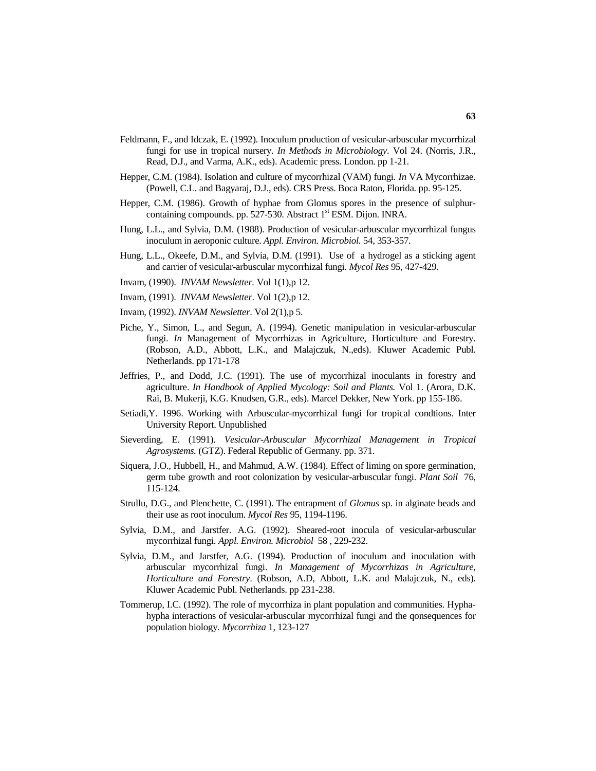Feldmann, F., and Idczak, E. (1992). Inoculum production of vesicular-arbuscular mycorrhizal fungi for use in tropical nursery. *In Methods in Microbiology*. Vol 24. (Norris, J.R., Read, D.J., and Varma, A.K., eds). Academic press. London. pp 1-21.

Hepper, C.M. (1984). Isolation and culture of mycorrhizal (VAM) fungi. *In* VA Mycorrhizae. (Powell, C.L. and Bagyaraj, D.J., eds). CRS Press. Boca Raton, Florida. pp. 95-125.

Hepper, C.M. (1986). Growth of hyphae from Glomus spores in the presence of sulphur-containing compounds. pp. 527-530. Abstract 1st ESM. Dijon. INRA.

Hung, L.L., and Sylvia, D.M. (1988). Production of vesicular-arbuscular mycorrhizal fungus inoculum in aeroponic culture. *Appl. Environ. Microbiol.* 54, 353-357.

Hung, L.L., Okeefe, D.M., and Sylvia, D.M. (1991). Use of a hydrogel as a sticking agent and carrier of vesicular-arbuscular mycorrhizal fungi. *Mycol Res* 95, 427-429.

Invam, (1990). *INVAM Newsletter.* Vol 1(1),p 12.

Invam, (1991). *INVAM Newsletter*. Vol 1(2),p 12.

Invam, (1992). *INVAM Newsletter*. Vol 2(1),p 5.

Piche, Y., Simon, L., and Segun, A. (1994). Genetic manipulation in vesicular-arbuscular fungi. *In* Management of Mycorrhizas in Agriculture, Horticulture and Forestry. (Robson, A.D., Abbott, L.K., and Malajczuk, N.,eds). Kluwer Academic Publ. Netherlands. pp 171-178

Jeffries, P., and Dodd, J.C. (1991). The use of mycorrhizal inoculants in forestry and agriculture. *In Handbook of Applied Mycology: Soil and Plants.* Vol 1. (Arora, D.K. Rai, B. Mukerji, K.G. Knudsen, G.R., eds). Marcel Dekker, New York. pp 155-186.

Setiadi,Y. 1996. Working with Arbuscular-mycorrhizal fungi for tropical condtions. Inter University Report. Unpublished

Sieverding, E. (1991). *Vesicular-Arbuscular Mycorrhizal Management in Tropical Agrosystems.* (GTZ). Federal Republic of Germany. pp. 371.

Siquera, J.O., Hubbell, H., and Mahmud, A.W. (1984). Effect of liming on spore germination, germ tube growth and root colonization by vesicular-arbuscular fungi. *Plant Soil* 76, 115-124.

Strullu, D.G., and Plenchette, C. (1991). The entrapment of *Glomus* sp. in alginate beads and their use as root inoculum. *Mycol Res* 95, 1194-1196.

Sylvia, D.M., and Jarstfer. A.G. (1992). Sheared-root inocula of vesicular-arbuscular mycorrhizal fungi. *Appl. Environ. Microbiol* 58 , 229-232.

Sylvia, D.M., and Jarstfer, A.G. (1994). Production of inoculum and inoculation with arbuscular mycorrhizal fungi. *In Management of Mycorrhizas in Agriculture, Horticulture and Forestry*. (Robson, A.D, Abbott, L.K. and Malajczuk, N., eds). Kluwer Academic Publ. Netherlands. pp 231-238.

Tommerup, I.C. (1992). The role of mycorrhiza in plant population and communities. Hypha-hypha interactions of vesicular-arbuscular mycorrhizal fungi and the qonsequences for population biology. *Mycorrhiza* 1, 123-127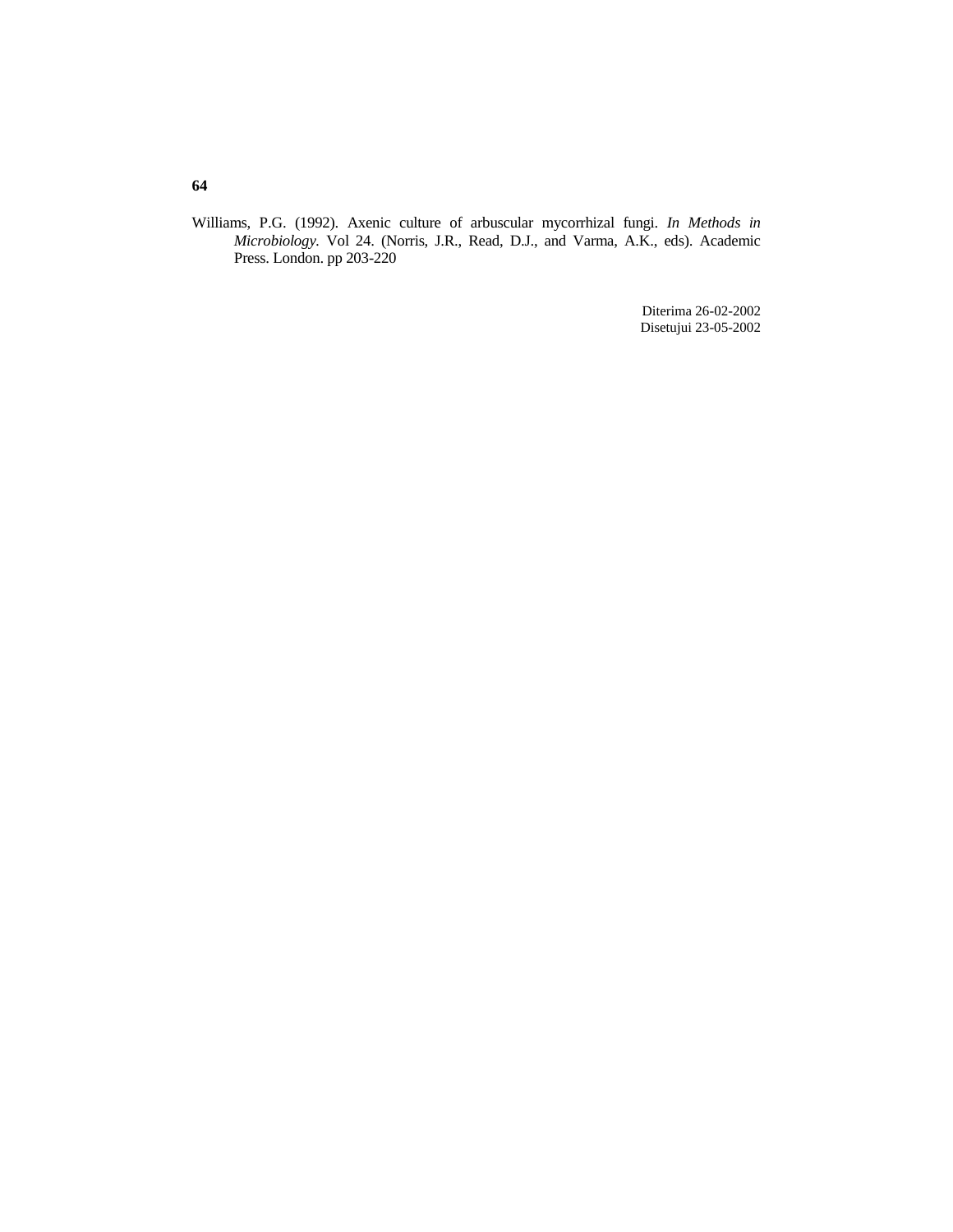Williams, P.G. (1992). Axenic culture of arbuscular mycorrhizal fungi. *In Methods in Microbiology*. Vol 24. (Norris, J.R., Read, D.J., and Varma, A.K., eds). Academic Press. London. pp 203-220

Diterima 26-02-2002
Disetujui 23-05-2002